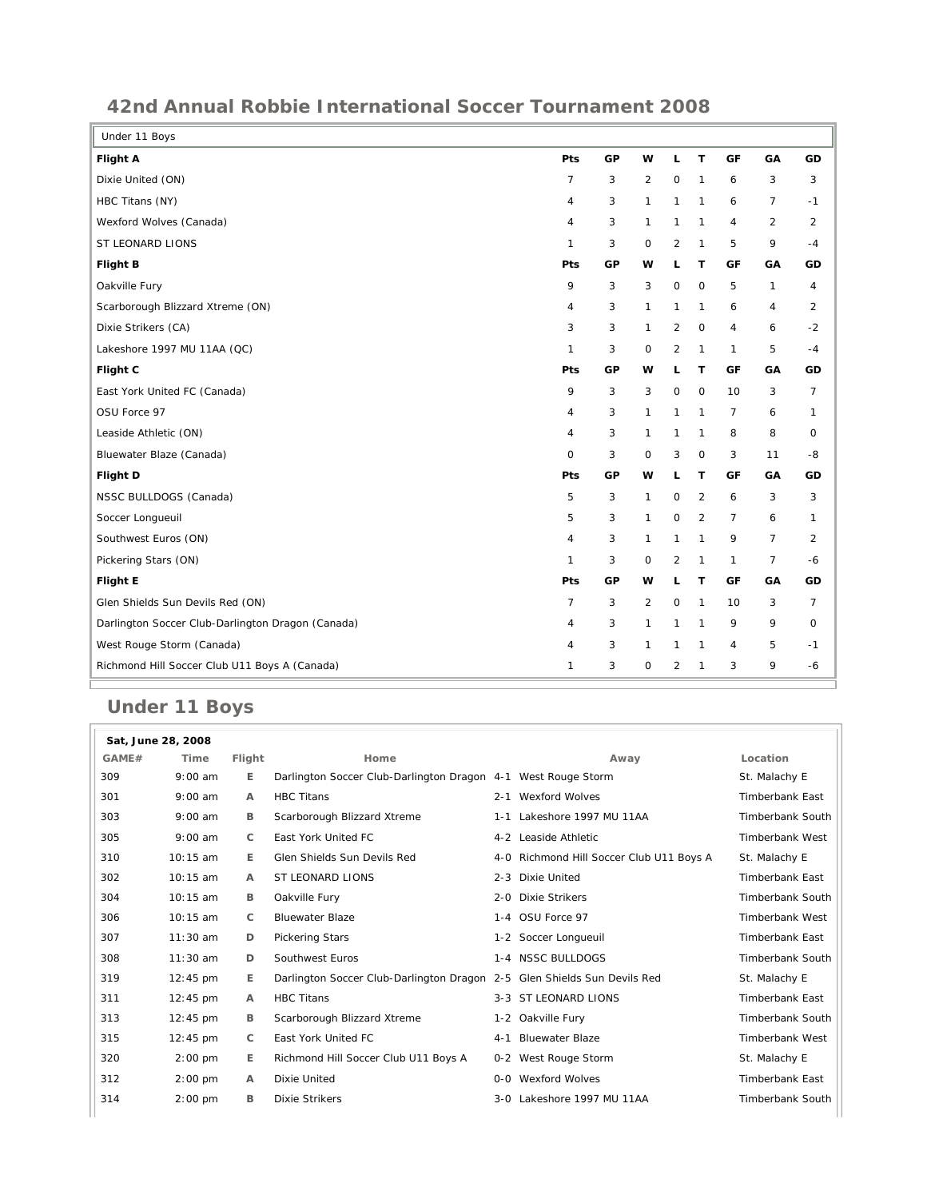## 42nd Annual Robbie International Soccer Tournament 2008

| Under 11 Boys | | | | | | | | |
|---|---|---|---|---|---|---|---|---|
| **Flight A** | **Pts** | **GP** | **W** | **L** | **T** | **GF** | **GA** | **GD** |
| Dixie United (ON) | 7 | 3 | 2 | 0 | 1 | 6 | 3 | 3 |
| HBC Titans (NY) | 4 | 3 | 1 | 1 | 1 | 6 | 7 | -1 |
| Wexford Wolves (Canada) | 4 | 3 | 1 | 1 | 1 | 4 | 2 | 2 |
| ST LEONARD LIONS | 1 | 3 | 0 | 2 | 1 | 5 | 9 | -4 |
| **Flight B** | **Pts** | **GP** | **W** | **L** | **T** | **GF** | **GA** | **GD** |
| Oakville Fury | 9 | 3 | 3 | 0 | 0 | 5 | 1 | 4 |
| Scarborough Blizzard Xtreme (ON) | 4 | 3 | 1 | 1 | 1 | 6 | 4 | 2 |
| Dixie Strikers (CA) | 3 | 3 | 1 | 2 | 0 | 4 | 6 | -2 |
| Lakeshore 1997 MU 11AA (QC) | 1 | 3 | 0 | 2 | 1 | 1 | 5 | -4 |
| **Flight C** | **Pts** | **GP** | **W** | **L** | **T** | **GF** | **GA** | **GD** |
| East York United FC (Canada) | 9 | 3 | 3 | 0 | 0 | 10 | 3 | 7 |
| OSU Force 97 | 4 | 3 | 1 | 1 | 1 | 7 | 6 | 1 |
| Leaside Athletic (ON) | 4 | 3 | 1 | 1 | 1 | 8 | 8 | 0 |
| Bluewater Blaze (Canada) | 0 | 3 | 0 | 3 | 0 | 3 | 11 | -8 |
| **Flight D** | **Pts** | **GP** | **W** | **L** | **T** | **GF** | **GA** | **GD** |
| NSSC BULLDOGS (Canada) | 5 | 3 | 1 | 0 | 2 | 6 | 3 | 3 |
| Soccer Longueuil | 5 | 3 | 1 | 0 | 2 | 7 | 6 | 1 |
| Southwest Euros (ON) | 4 | 3 | 1 | 1 | 1 | 9 | 7 | 2 |
| Pickering Stars (ON) | 1 | 3 | 0 | 2 | 1 | 1 | 7 | -6 |
| **Flight E** | **Pts** | **GP** | **W** | **L** | **T** | **GF** | **GA** | **GD** |
| Glen Shields Sun Devils Red (ON) | 7 | 3 | 2 | 0 | 1 | 10 | 3 | 7 |
| Darlington Soccer Club-Darlington Dragon (Canada) | 4 | 3 | 1 | 1 | 1 | 9 | 9 | 0 |
| West Rouge Storm (Canada) | 4 | 3 | 1 | 1 | 1 | 4 | 5 | -1 |
| Richmond Hill Soccer Club U11 Boys A (Canada) | 1 | 3 | 0 | 2 | 1 | 3 | 9 | -6 |

## Under 11 Boys

**Sat, June 28, 2008**

| GAME# | Time | Flight | Home | | Away | Location |
|---|---|---|---|---|---|---|
| 309 | 9:00 am | E | Darlington Soccer Club-Darlington Dragon | 4-1 | West Rouge Storm | St. Malachy E |
| 301 | 9:00 am | A | HBC Titans | 2-1 | Wexford Wolves | Timberbank East |
| 303 | 9:00 am | B | Scarborough Blizzard Xtreme | 1-1 | Lakeshore 1997 MU 11AA | Timberbank South |
| 305 | 9:00 am | C | East York United FC | 4-2 | Leaside Athletic | Timberbank West |
| 310 | 10:15 am | E | Glen Shields Sun Devils Red | 4-0 | Richmond Hill Soccer Club U11 Boys A | St. Malachy E |
| 302 | 10:15 am | A | ST LEONARD LIONS | 2-3 | Dixie United | Timberbank East |
| 304 | 10:15 am | B | Oakville Fury | 2-0 | Dixie Strikers | Timberbank South |
| 306 | 10:15 am | C | Bluewater Blaze | 1-4 | OSU Force 97 | Timberbank West |
| 307 | 11:30 am | D | Pickering Stars | 1-2 | Soccer Longueuil | Timberbank East |
| 308 | 11:30 am | D | Southwest Euros | 1-4 | NSSC BULLDOGS | Timberbank South |
| 319 | 12:45 pm | E | Darlington Soccer Club-Darlington Dragon | 2-5 | Glen Shields Sun Devils Red | St. Malachy E |
| 311 | 12:45 pm | A | HBC Titans | 3-3 | ST LEONARD LIONS | Timberbank East |
| 313 | 12:45 pm | B | Scarborough Blizzard Xtreme | 1-2 | Oakville Fury | Timberbank South |
| 315 | 12:45 pm | C | East York United FC | 4-1 | Bluewater Blaze | Timberbank West |
| 320 | 2:00 pm | E | Richmond Hill Soccer Club U11 Boys A | 0-2 | West Rouge Storm | St. Malachy E |
| 312 | 2:00 pm | A | Dixie United | 0-0 | Wexford Wolves | Timberbank East |
| 314 | 2:00 pm | B | Dixie Strikers | 3-0 | Lakeshore 1997 MU 11AA | Timberbank South |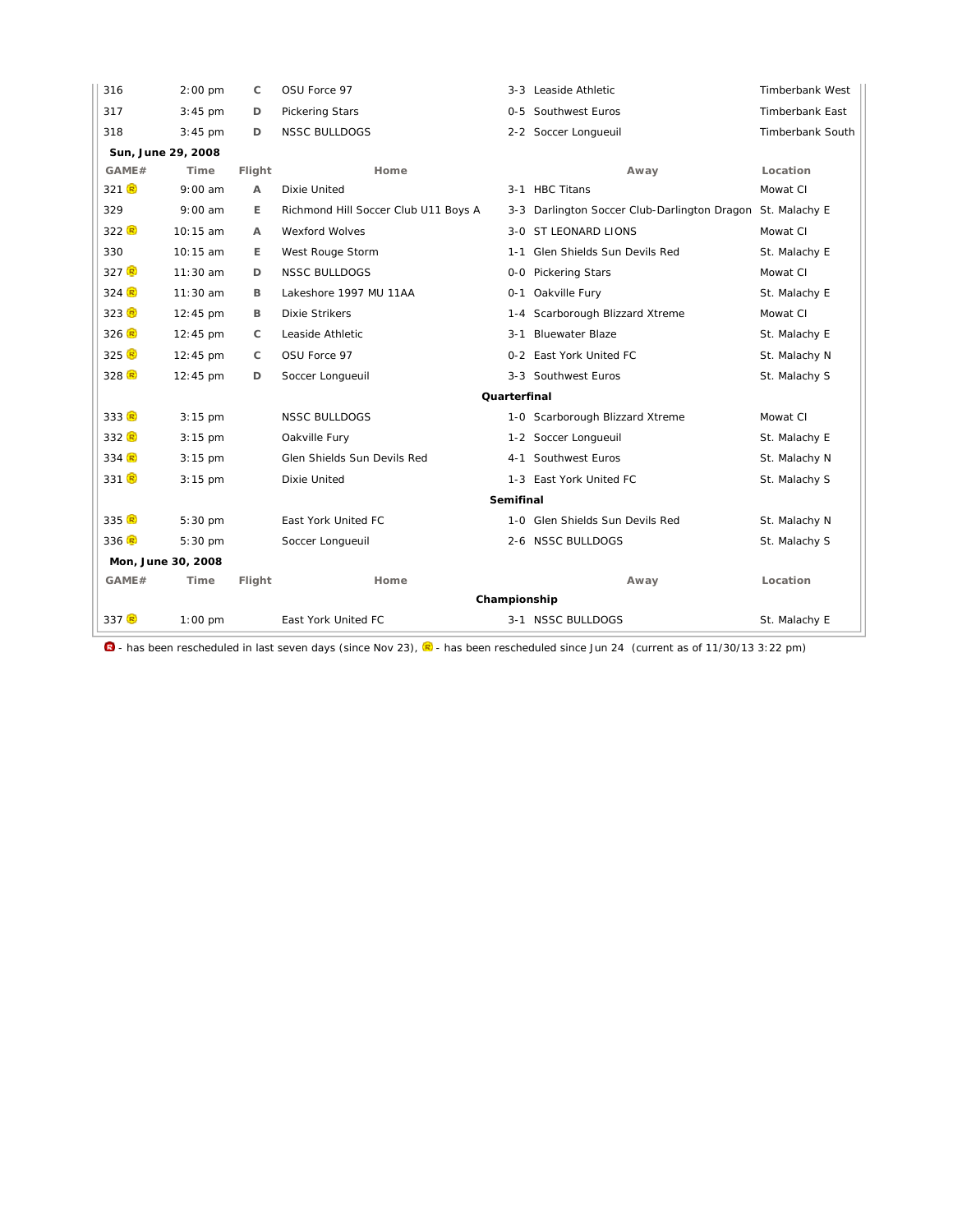| | | | | | | |
|---|---|---|---|---|---|---|
| 316 | 2:00 pm | C | OSU Force 97 | 3-3 | Leaside Athletic | Timberbank West |
| 317 | 3:45 pm | D | Pickering Stars | 0-5 | Southwest Euros | Timberbank East |
| 318 | 3:45 pm | D | NSSC BULLDOGS | 2-2 | Soccer Longueuil | Timberbank South |

**Sun, June 29, 2008**

| GAME# | Time | Flight | Home | | Away | Location |
|---|---|---|---|---|---|---|
| 321 | 9:00 am | A | Dixie United | 3-1 | HBC Titans | Mowat CI |
| 329 | 9:00 am | E | Richmond Hill Soccer Club U11 Boys A | 3-3 | Darlington Soccer Club-Darlington Dragon | St. Malachy E |
| 322 | 10:15 am | A | Wexford Wolves | 3-0 | ST LEONARD LIONS | Mowat CI |
| 330 | 10:15 am | E | West Rouge Storm | 1-1 | Glen Shields Sun Devils Red | St. Malachy E |
| 327 | 11:30 am | D | NSSC BULLDOGS | 0-0 | Pickering Stars | Mowat CI |
| 324 | 11:30 am | B | Lakeshore 1997 MU 11AA | 0-1 | Oakville Fury | St. Malachy E |
| 323 | 12:45 pm | B | Dixie Strikers | 1-4 | Scarborough Blizzard Xtreme | Mowat CI |
| 326 | 12:45 pm | C | Leaside Athletic | 3-1 | Bluewater Blaze | St. Malachy E |
| 325 | 12:45 pm | C | OSU Force 97 | 0-2 | East York United FC | St. Malachy N |
| 328 | 12:45 pm | D | Soccer Longueuil | 3-3 | Southwest Euros | St. Malachy S |
| | | | **Quarterfinal** | | | |
| 333 | 3:15 pm | | NSSC BULLDOGS | 1-0 | Scarborough Blizzard Xtreme | Mowat CI |
| 332 | 3:15 pm | | Oakville Fury | 1-2 | Soccer Longueuil | St. Malachy E |
| 334 | 3:15 pm | | Glen Shields Sun Devils Red | 4-1 | Southwest Euros | St. Malachy N |
| 331 | 3:15 pm | | Dixie United | 1-3 | East York United FC | St. Malachy S |
| | | | **Semifinal** | | | |
| 335 | 5:30 pm | | East York United FC | 1-0 | Glen Shields Sun Devils Red | St. Malachy N |
| 336 | 5:30 pm | | Soccer Longueuil | 2-6 | NSSC BULLDOGS | St. Malachy S |

**Mon, June 30, 2008**

| GAME# | Time | Flight | Home | | Away | Location |
|---|---|---|---|---|---|---|
| | | | **Championship** | | | |
| 337 | 1:00 pm | | East York United FC | 3-1 | NSSC BULLDOGS | St. Malachy E |

- has been rescheduled in last seven days (since Nov 23), - has been rescheduled since Jun 24 (current as of 11/30/13 3:22 pm)